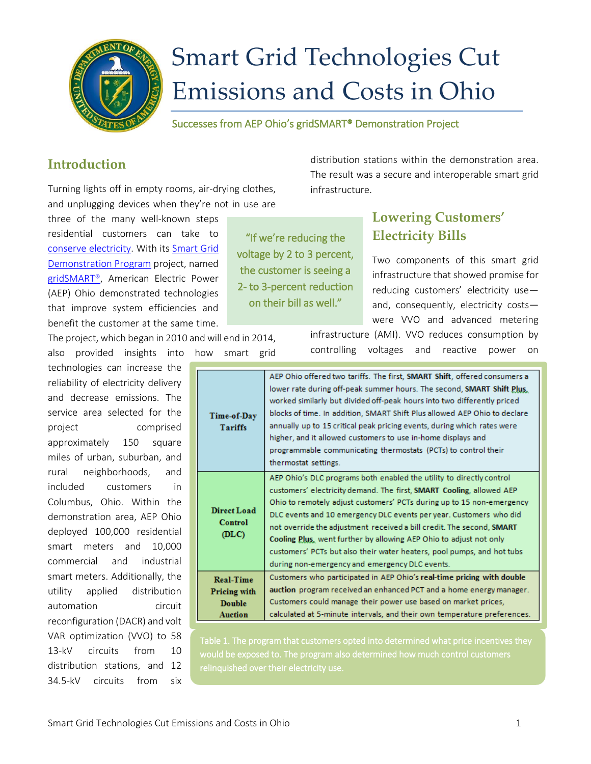# Smart Grid Technologies Cut Emissions and Costs in Ohio

Successes from AEP Ohio's gridSMART® Demonstration Project

## Introduction

Turning lights off in empty rooms, air-drying clothes, and unplugging devices when they're not in use are three of the many well-known steps residential customers can take to conserve electricity. With its Smart Grid Demonstration Program project, named gridSMART®, American Electric Power (AEP) Ohio demonstrated technologies that improve system efficiencies and benefit the customer at the same time. The project, which began in 2010 and will end in 2014, also provided insights into how smart grid technologies can increase the reliability of electricity delivery and decrease emissions. The service area selected for the project comprised approximately 150 square miles of urban, suburban, and rural neighborhoods, and included customers in Columbus, Ohio. Within the demonstration area, AEP Ohio deployed 100,000 residential smart meters and 10,000 commercial and industrial smart meters. Additionally, the utility applied distribution automation circuit reconfiguration (DACR) and volt VAR optimization (VVO) to 58 13-kV circuits from 10 distribution stations, and 12 34.5-kV circuits from six distribution stations within the demonstration area. The result was a secure and interoperable smart grid infrastructure.

> "If we're reducing the voltage by 2 to 3 percent, the customer is seeing a 2- to 3-percent reduction on their bill as well."

## Lowering Customers' Electricity Bills

Two components of this smart grid infrastructure that showed promise for reducing customers' electricity use—and, consequently, electricity costs—were VVO and advanced metering infrastructure (AMI). VVO reduces consumption by controlling voltages and reactive power on

| | |
|---|---|
| **Time-of-Day Tariffs** | AEP Ohio offered two tariffs. The first, **SMART Shift**, offered consumers a lower rate during off-peak summer hours. The second, **SMART Shift Plus**, worked similarly but divided off-peak hours into two differently priced blocks of time. In addition, SMART Shift Plus allowed AEP Ohio to declare annually up to 15 critical peak pricing events, during which rates were higher, and it allowed customers to use in-home displays and programmable communicating thermostats (PCTs) to control their thermostat settings. |
| **Direct Load Control (DLC)** | AEP Ohio's DLC programs both enabled the utility to directly control customers' electricity demand. The first, **SMART Cooling**, allowed AEP Ohio to remotely adjust customers' PCTs during up to 15 non-emergency DLC events and 10 emergency DLC events per year. Customers who did not override the adjustment received a bill credit. The second, **SMART Cooling Plus**, went further by allowing AEP Ohio to adjust not only customers' PCTs but also their water heaters, pool pumps, and hot tubs during non-emergency and emergency DLC events. |
| **Real-Time Pricing with Double Auction** | Customers who participated in AEP Ohio's **real-time pricing with double auction** program received an enhanced PCT and a home energy manager. Customers could manage their power use based on market prices, calculated at 5-minute intervals, and their own temperature preferences. |

Table 1. The program that customers opted into determined what price incentives they would be exposed to. The program also determined how much control customers relinquished over their electricity use.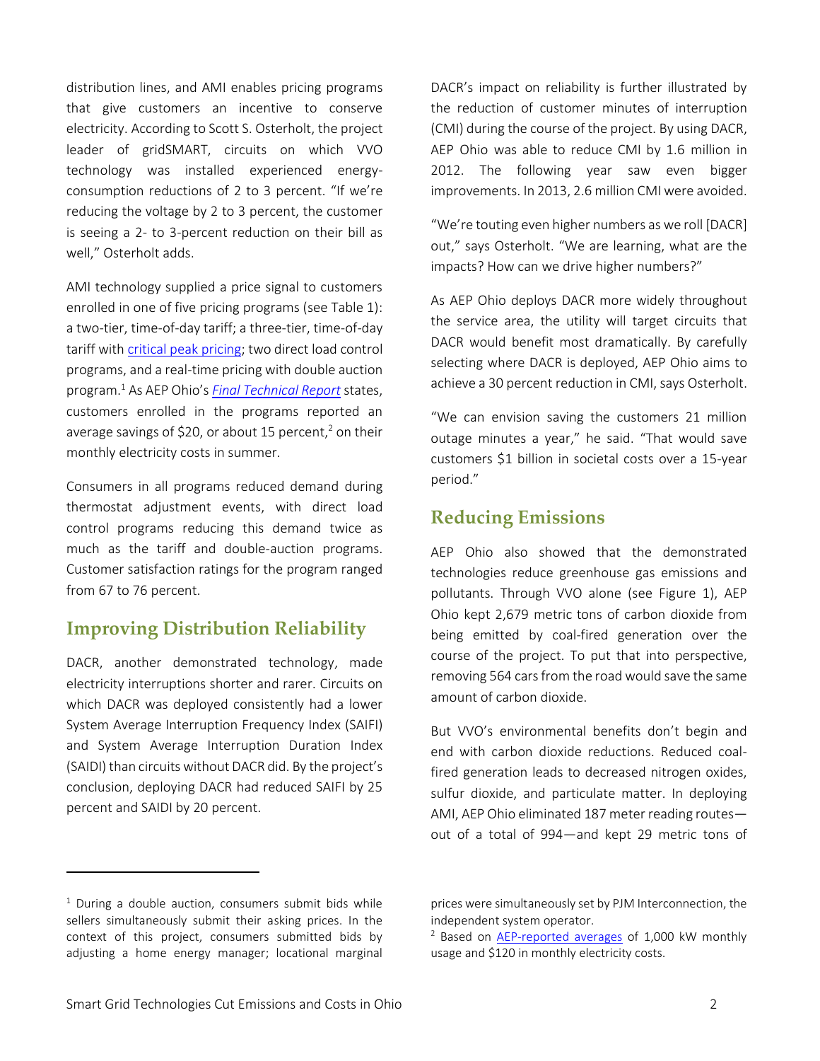distribution lines, and AMI enables pricing programs that give customers an incentive to conserve electricity. According to Scott S. Osterholt, the project leader of gridSMART, circuits on which VVO technology was installed experienced energy-consumption reductions of 2 to 3 percent. "If we're reducing the voltage by 2 to 3 percent, the customer is seeing a 2- to 3-percent reduction on their bill as well," Osterholt adds.

AMI technology supplied a price signal to customers enrolled in one of five pricing programs (see Table 1): a two-tier, time-of-day tariff; a three-tier, time-of-day tariff with critical peak pricing; two direct load control programs, and a real-time pricing with double auction program.[1] As AEP Ohio's *Final Technical Report* states, customers enrolled in the programs reported an average savings of $20, or about 15 percent,[2] on their monthly electricity costs in summer.

Consumers in all programs reduced demand during thermostat adjustment events, with direct load control programs reducing this demand twice as much as the tariff and double-auction programs. Customer satisfaction ratings for the program ranged from 67 to 76 percent.

## Improving Distribution Reliability

DACR, another demonstrated technology, made electricity interruptions shorter and rarer. Circuits on which DACR was deployed consistently had a lower System Average Interruption Frequency Index (SAIFI) and System Average Interruption Duration Index (SAIDI) than circuits without DACR did. By the project's conclusion, deploying DACR had reduced SAIFI by 25 percent and SAIDI by 20 percent.

DACR's impact on reliability is further illustrated by the reduction of customer minutes of interruption (CMI) during the course of the project. By using DACR, AEP Ohio was able to reduce CMI by 1.6 million in 2012. The following year saw even bigger improvements. In 2013, 2.6 million CMI were avoided.

"We're touting even higher numbers as we roll [DACR] out," says Osterholt. "We are learning, what are the impacts? How can we drive higher numbers?"

As AEP Ohio deploys DACR more widely throughout the service area, the utility will target circuits that DACR would benefit most dramatically. By carefully selecting where DACR is deployed, AEP Ohio aims to achieve a 30 percent reduction in CMI, says Osterholt.

"We can envision saving the customers 21 million outage minutes a year," he said. "That would save customers $1 billion in societal costs over a 15-year period."

## Reducing Emissions

AEP Ohio also showed that the demonstrated technologies reduce greenhouse gas emissions and pollutants. Through VVO alone (see Figure 1), AEP Ohio kept 2,679 metric tons of carbon dioxide from being emitted by coal-fired generation over the course of the project. To put that into perspective, removing 564 cars from the road would save the same amount of carbon dioxide.

But VVO's environmental benefits don't begin and end with carbon dioxide reductions. Reduced coal-fired generation leads to decreased nitrogen oxides, sulfur dioxide, and particulate matter. In deploying AMI, AEP Ohio eliminated 187 meter reading routes—out of a total of 994—and kept 29 metric tons of

---

[1] During a double auction, consumers submit bids while sellers simultaneously submit their asking prices. In the context of this project, consumers submitted bids by adjusting a home energy manager; locational marginal prices were simultaneously set by PJM Interconnection, the independent system operator.

[2] Based on AEP-reported averages of 1,000 kW monthly usage and $120 in monthly electricity costs.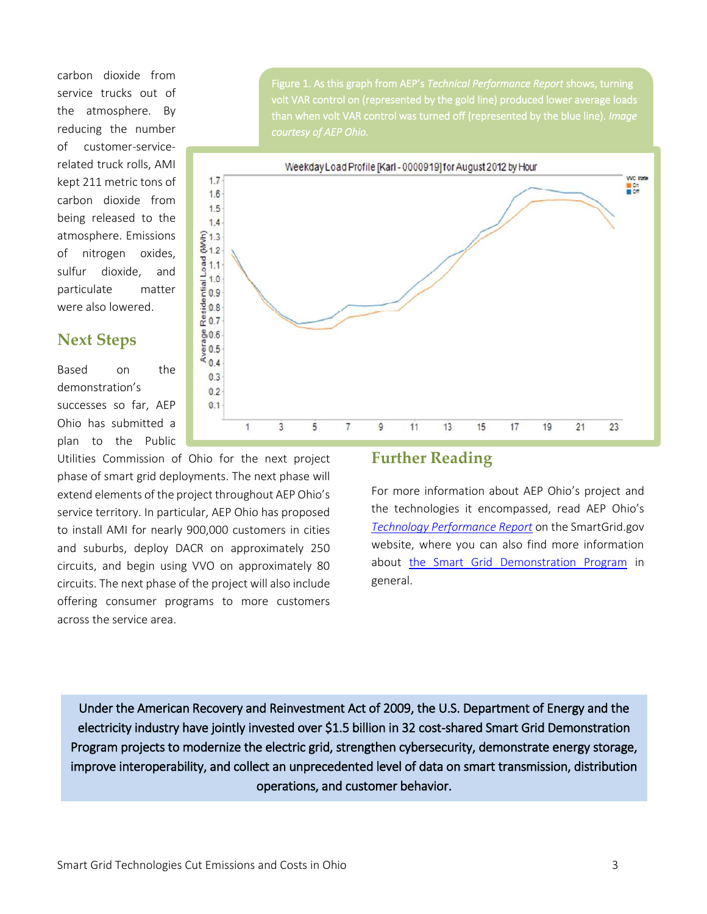carbon dioxide from service trucks out of the atmosphere. By reducing the number of customer-service-related truck rolls, AMI kept 211 metric tons of carbon dioxide from being released to the atmosphere. Emissions of nitrogen oxides, sulfur dioxide, and particulate matter were also lowered.

Figure 1. As this graph from AEP's *Technical Performance Report* shows, turning volt VAR control on (represented by the gold line) produced lower average loads than when volt VAR control was turned off (represented by the blue line). *Image courtesy of AEP Ohio.*

Weekday Load Profile [Karl - 0000919] for August 2012 by Hour

Average Residential Load (kWh)

0.1
0.2
0.3
0.4
0.5
0.6
0.7
0.8
0.9
1.0
1.1
1.2
1.3
1.4
1.5
1.6
1.7

1 3 5 7 9 11 13 15 17 19 21 23

VVC State
On
Off

## Next Steps

Based on the demonstration's successes so far, AEP Ohio has submitted a plan to the Public Utilities Commission of Ohio for the next project phase of smart grid deployments. The next phase will extend elements of the project throughout AEP Ohio's service territory. In particular, AEP Ohio has proposed to install AMI for nearly 900,000 customers in cities and suburbs, deploy DACR on approximately 250 circuits, and begin using VVO on approximately 80 circuits. The next phase of the project will also include offering consumer programs to more customers across the service area.

## Further Reading

For more information about AEP Ohio's project and the technologies it encompassed, read AEP Ohio's *Technology Performance Report* on the SmartGrid.gov website, where you can also find more information about the Smart Grid Demonstration Program in general.

Under the American Recovery and Reinvestment Act of 2009, the U.S. Department of Energy and the electricity industry have jointly invested over $1.5 billion in 32 cost-shared Smart Grid Demonstration Program projects to modernize the electric grid, strengthen cybersecurity, demonstrate energy storage, improve interoperability, and collect an unprecedented level of data on smart transmission, distribution operations, and customer behavior.